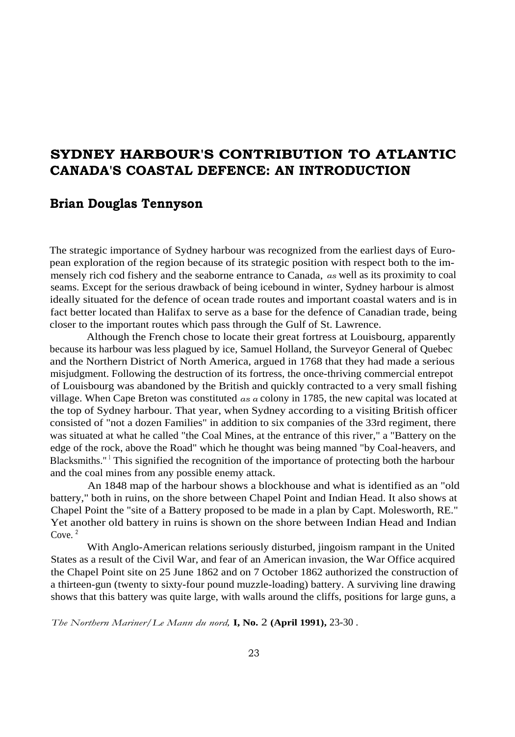# SYDNEY HARBOUR'S CONTRIBUTION TO ATLANTIC CANADA'S COASTAL DEFENCE: AN INTRODUCTION

## Brian Douglas Tennyson

The strategic importance of Sydney harbour was recognized from the earliest days of European exploration of the region because of its strategic position with respect both to the immensely rich cod fishery and the seaborne entrance to Canada, *as* well as its proximity to coal seams. Except for the serious drawback of being icebound in winter, Sydney harbour is almost ideally situated for the defence of ocean trade routes and important coastal waters and is in fact better located than Halifax to serve as a base for the defence of Canadian trade, being closer to the important routes which pass through the Gulf of St. Lawrence.

Although the French chose to locate their great fortress at Louisbourg, apparently because its harbour was less plagued by ice, Samuel Holland, the Surveyor General of Quebec and the Northern District of North America, argued in 1768 that they had made a serious misjudgment. Following the destruction of its fortress, the once-thriving commercial entrepot of Louisbourg was abandoned by the British and quickly contracted to a very small fishing village. When Cape Breton was constituted *as a* colony in 1785, the new capital was located at the top of Sydney harbour. That year, when Sydney according to a visiting British officer consisted of "not a dozen Families" in addition to six companies of the 33rd regiment, there was situated at what he called "the Coal Mines, at the entrance of this river," a "Battery on the edge of the rock, above the Road" which he thought was being manned "by Coal-heavers, and Blacksmiths."[1] This signified the recognition of the importance of protecting both the harbour and the coal mines from any possible enemy attack.

An 1848 map of the harbour shows a blockhouse and what is identified as an "old battery," both in ruins, on the shore between Chapel Point and Indian Head. It also shows at Chapel Point the "site of a Battery proposed to be made in a plan by Capt. Molesworth, RE." Yet another old battery in ruins is shown on the shore between Indian Head and Indian Cove.[2]

With Anglo-American relations seriously disturbed, jingoism rampant in the United States as a result of the Civil War, and fear of an American invasion, the War Office acquired the Chapel Point site on 25 June 1862 and on 7 October 1862 authorized the construction of a thirteen-gun (twenty to sixty-four pound muzzle-loading) battery. A surviving line drawing shows that this battery was quite large, with walls around the cliffs, positions for large guns, a

*The Northern Mariner/Le Marin du nord,* **I, No. 2 (April 1991),** 23-30.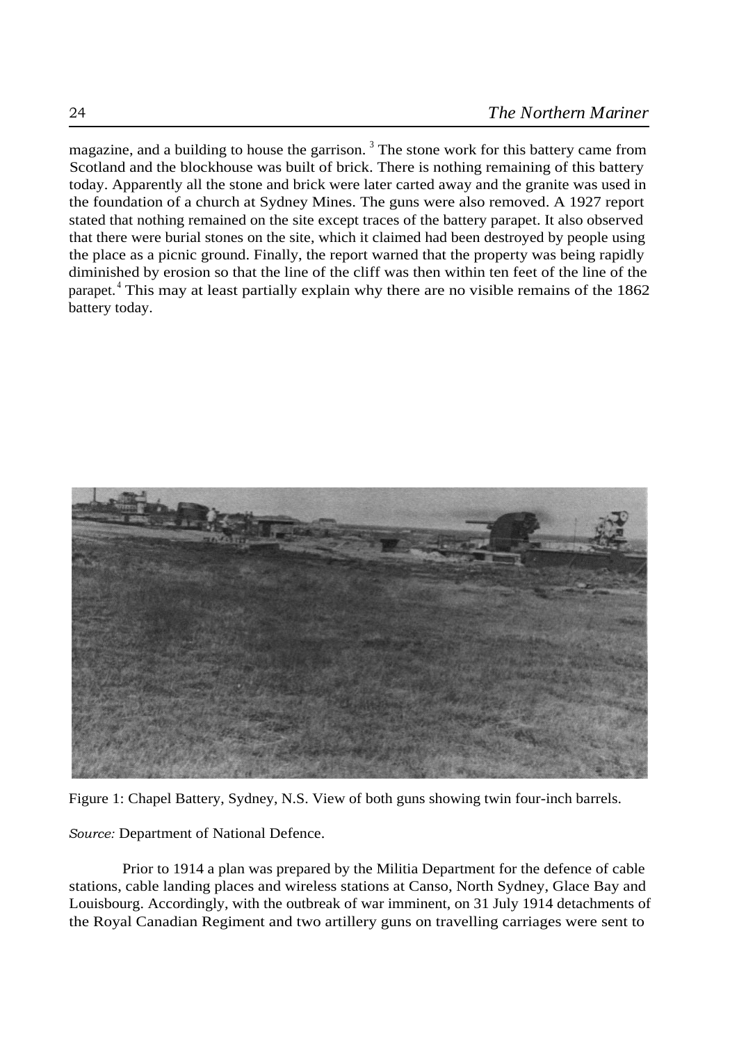magazine, and a building to house the garrison.[3] The stone work for this battery came from Scotland and the blockhouse was built of brick. There is nothing remaining of this battery today. Apparently all the stone and brick were later carted away and the granite was used in the foundation of a church at Sydney Mines. The guns were also removed. A 1927 report stated that nothing remained on the site except traces of the battery parapet. It also observed that there were burial stones on the site, which it claimed had been destroyed by people using the place as a picnic ground. Finally, the report warned that the property was being rapidly diminished by erosion so that the line of the cliff was then within ten feet of the line of the parapet.[4] This may at least partially explain why there are no visible remains of the 1862 battery today.

Figure 1: Chapel Battery, Sydney, N.S. View of both guns showing twin four-inch barrels.

*Source:* Department of National Defence.

Prior to 1914 a plan was prepared by the Militia Department for the defence of cable stations, cable landing places and wireless stations at Canso, North Sydney, Glace Bay and Louisbourg. Accordingly, with the outbreak of war imminent, on 31 July 1914 detachments of the Royal Canadian Regiment and two artillery guns on travelling carriages were sent to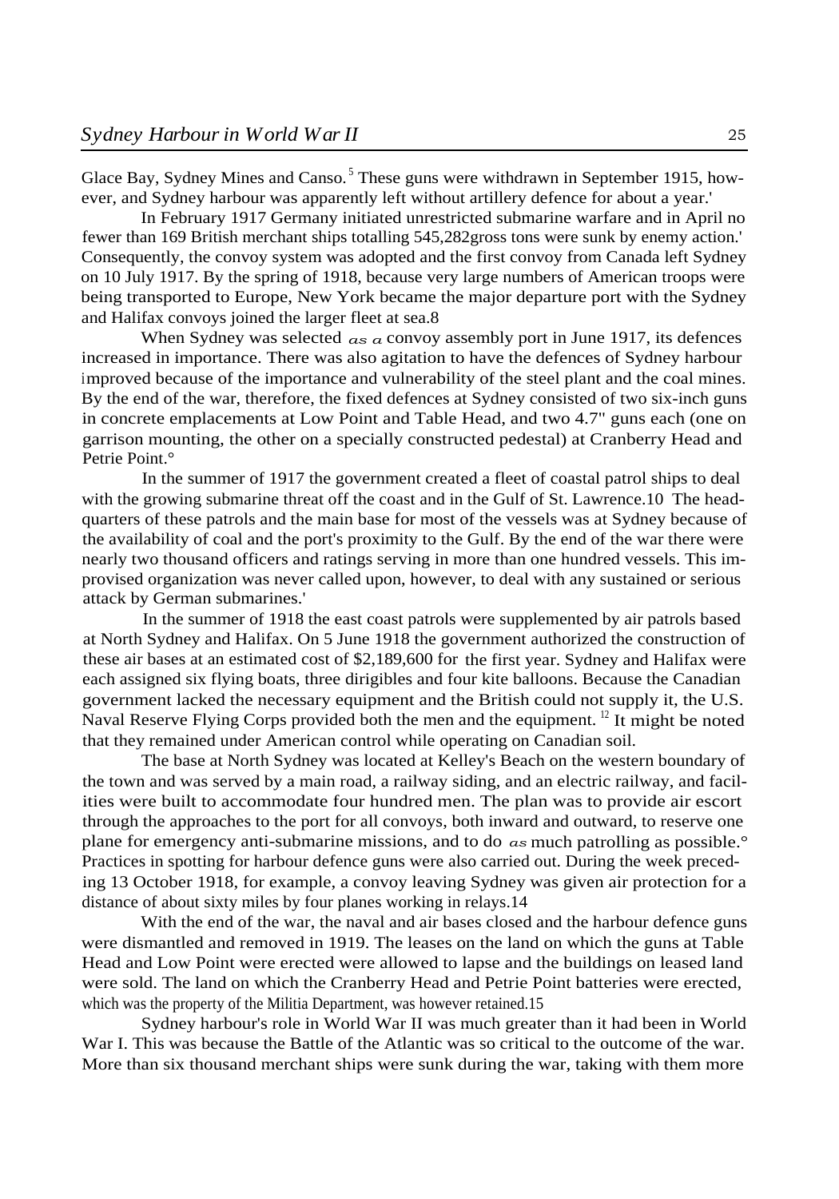Glace Bay, Sydney Mines and Canso.[5] These guns were withdrawn in September 1915, however, and Sydney harbour was apparently left without artillery defence for about a year.'

In February 1917 Germany initiated unrestricted submarine warfare and in April no fewer than 169 British merchant ships totalling 545,282gross tons were sunk by enemy action.' Consequently, the convoy system was adopted and the first convoy from Canada left Sydney on 10 July 1917. By the spring of 1918, because very large numbers of American troops were being transported to Europe, New York became the major departure port with the Sydney and Halifax convoys joined the larger fleet at sea.8

When Sydney was selected as a convoy assembly port in June 1917, its defences increased in importance. There was also agitation to have the defences of Sydney harbour improved because of the importance and vulnerability of the steel plant and the coal mines. By the end of the war, therefore, the fixed defences at Sydney consisted of two six-inch guns in concrete emplacements at Low Point and Table Head, and two 4.7" guns each (one on garrison mounting, the other on a specially constructed pedestal) at Cranberry Head and Petrie Point.°

In the summer of 1917 the government created a fleet of coastal patrol ships to deal with the growing submarine threat off the coast and in the Gulf of St. Lawrence.10 The headquarters of these patrols and the main base for most of the vessels was at Sydney because of the availability of coal and the port's proximity to the Gulf. By the end of the war there were nearly two thousand officers and ratings serving in more than one hundred vessels. This improvised organization was never called upon, however, to deal with any sustained or serious attack by German submarines.'

In the summer of 1918 the east coast patrols were supplemented by air patrols based at North Sydney and Halifax. On 5 June 1918 the government authorized the construction of these air bases at an estimated cost of $2,189,600 for the first year. Sydney and Halifax were each assigned six flying boats, three dirigibles and four kite balloons. Because the Canadian government lacked the necessary equipment and the British could not supply it, the U.S. Naval Reserve Flying Corps provided both the men and the equipment.[12] It might be noted that they remained under American control while operating on Canadian soil.

The base at North Sydney was located at Kelley's Beach on the western boundary of the town and was served by a main road, a railway siding, and an electric railway, and facilities were built to accommodate four hundred men. The plan was to provide air escort through the approaches to the port for all convoys, both inward and outward, to reserve one plane for emergency anti-submarine missions, and to do as much patrolling as possible.° Practices in spotting for harbour defence guns were also carried out. During the week preceding 13 October 1918, for example, a convoy leaving Sydney was given air protection for a distance of about sixty miles by four planes working in relays.14

With the end of the war, the naval and air bases closed and the harbour defence guns were dismantled and removed in 1919. The leases on the land on which the guns at Table Head and Low Point were erected were allowed to lapse and the buildings on leased land were sold. The land on which the Cranberry Head and Petrie Point batteries were erected, which was the property of the Militia Department, was however retained.15

Sydney harbour's role in World War II was much greater than it had been in World War I. This was because the Battle of the Atlantic was so critical to the outcome of the war. More than six thousand merchant ships were sunk during the war, taking with them more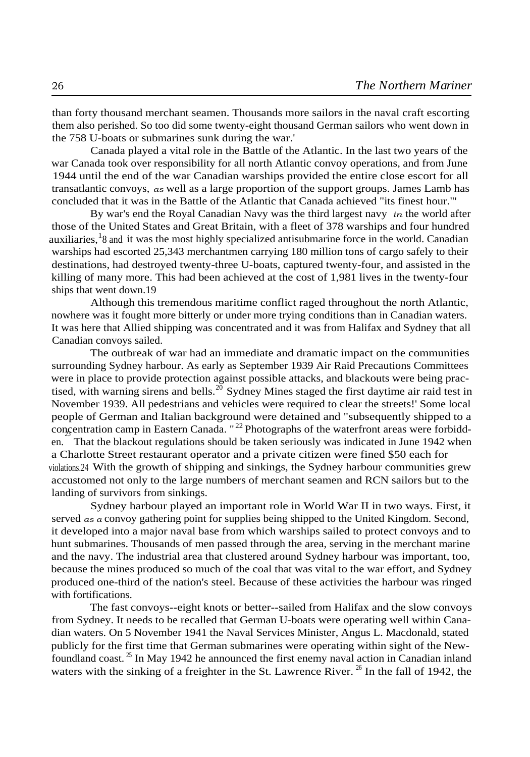than forty thousand merchant seamen. Thousands more sailors in the naval craft escorting them also perished. So too did some twenty-eight thousand German sailors who went down in the 758 U-boats or submarines sunk during the war.'

Canada played a vital role in the Battle of the Atlantic. In the last two years of the war Canada took over responsibility for all north Atlantic convoy operations, and from June 1944 until the end of the war Canadian warships provided the entire close escort for all transatlantic convoys, as well as a large proportion of the support groups. James Lamb has concluded that it was in the Battle of the Atlantic that Canada achieved "its finest hour."'

By war's end the Royal Canadian Navy was the third largest navy in the world after those of the United States and Great Britain, with a fleet of 378 warships and four hundred auxiliaries,[18] and it was the most highly specialized antisubmarine force in the world. Canadian warships had escorted 25,343 merchantmen carrying 180 million tons of cargo safely to their destinations, had destroyed twenty-three U-boats, captured twenty-four, and assisted in the killing of many more. This had been achieved at the cost of 1,981 lives in the twenty-four ships that went down.[19]

Although this tremendous maritime conflict raged throughout the north Atlantic, nowhere was it fought more bitterly or under more trying conditions than in Canadian waters. It was here that Allied shipping was concentrated and it was from Halifax and Sydney that all Canadian convoys sailed.

The outbreak of war had an immediate and dramatic impact on the communities surrounding Sydney harbour. As early as September 1939 Air Raid Precautions Committees were in place to provide protection against possible attacks, and blackouts were being practised, with warning sirens and bells.[20] Sydney Mines staged the first daytime air raid test in November 1939. All pedestrians and vehicles were required to clear the streets!' Some local people of German and Italian background were detained and "subsequently shipped to a concentration camp in Eastern Canada."[22] Photographs of the waterfront areas were forbidden.[23] That the blackout regulations should be taken seriously was indicated in June 1942 when a Charlotte Street restaurant operator and a private citizen were fined $50 each for violations.[24] With the growth of shipping and sinkings, the Sydney harbour communities grew accustomed not only to the large numbers of merchant seamen and RCN sailors but to the landing of survivors from sinkings.

Sydney harbour played an important role in World War II in two ways. First, it served as a convoy gathering point for supplies being shipped to the United Kingdom. Second, it developed into a major naval base from which warships sailed to protect convoys and to hunt submarines. Thousands of men passed through the area, serving in the merchant marine and the navy. The industrial area that clustered around Sydney harbour was important, too, because the mines produced so much of the coal that was vital to the war effort, and Sydney produced one-third of the nation's steel. Because of these activities the harbour was ringed with fortifications.

The fast convoys--eight knots or better--sailed from Halifax and the slow convoys from Sydney. It needs to be recalled that German U-boats were operating well within Canadian waters. On 5 November 1941 the Naval Services Minister, Angus L. Macdonald, stated publicly for the first time that German submarines were operating within sight of the Newfoundland coast.[25] In May 1942 he announced the first enemy naval action in Canadian inland waters with the sinking of a freighter in the St. Lawrence River.[26] In the fall of 1942, the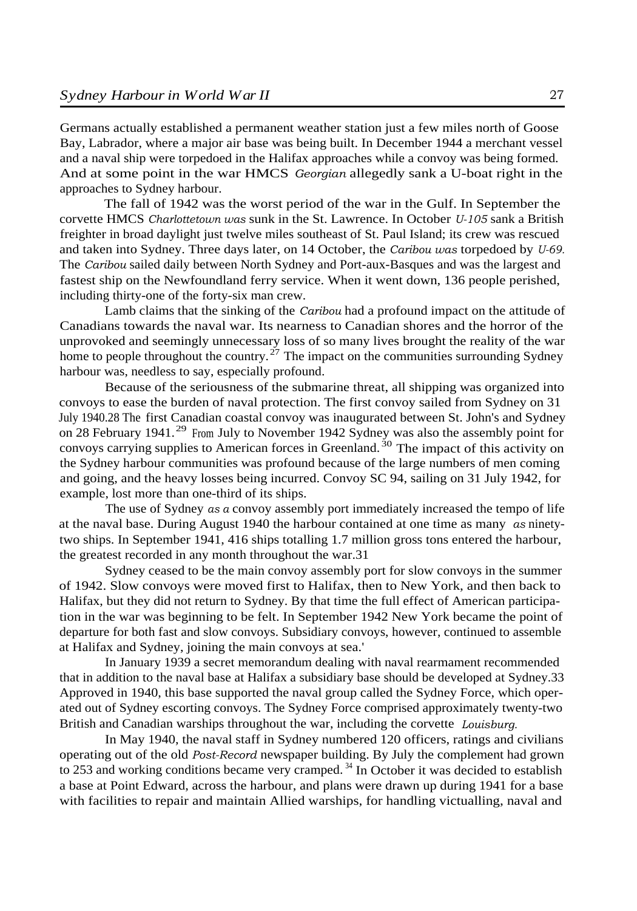Germans actually established a permanent weather station just a few miles north of Goose Bay, Labrador, where a major air base was being built. In December 1944 a merchant vessel and a naval ship were torpedoed in the Halifax approaches while a convoy was being formed. And at some point in the war HMCS *Georgian* allegedly sank a U-boat right in the approaches to Sydney harbour.

The fall of 1942 was the worst period of the war in the Gulf. In September the corvette HMCS *Charlottetown was* sunk in the St. Lawrence. In October *U-105* sank a British freighter in broad daylight just twelve miles southeast of St. Paul Island; its crew was rescued and taken into Sydney. Three days later, on 14 October, the *Caribou was* torpedoed by *U-69.* The *Caribou* sailed daily between North Sydney and Port-aux-Basques and was the largest and fastest ship on the Newfoundland ferry service. When it went down, 136 people perished, including thirty-one of the forty-six man crew.

Lamb claims that the sinking of the *Caribou* had a profound impact on the attitude of Canadians towards the naval war. Its nearness to Canadian shores and the horror of the unprovoked and seemingly unnecessary loss of so many lives brought the reality of the war home to people throughout the country.[27] The impact on the communities surrounding Sydney harbour was, needless to say, especially profound.

Because of the seriousness of the submarine threat, all shipping was organized into convoys to ease the burden of naval protection. The first convoy sailed from Sydney on 31 July 1940.[28] The first Canadian coastal convoy was inaugurated between St. John's and Sydney on 28 February 1941.[29] From July to November 1942 Sydney was also the assembly point for convoys carrying supplies to American forces in Greenland.[30] The impact of this activity on the Sydney harbour communities was profound because of the large numbers of men coming and going, and the heavy losses being incurred. Convoy SC 94, sailing on 31 July 1942, for example, lost more than one-third of its ships.

The use of Sydney *as a* convoy assembly port immediately increased the tempo of life at the naval base. During August 1940 the harbour contained at one time as many *as* ninety-two ships. In September 1941, 416 ships totalling 1.7 million gross tons entered the harbour, the greatest recorded in any month throughout the war.[31]

Sydney ceased to be the main convoy assembly port for slow convoys in the summer of 1942. Slow convoys were moved first to Halifax, then to New York, and then back to Halifax, but they did not return to Sydney. By that time the full effect of American participation in the war was beginning to be felt. In September 1942 New York became the point of departure for both fast and slow convoys. Subsidiary convoys, however, continued to assemble at Halifax and Sydney, joining the main convoys at sea.'

In January 1939 a secret memorandum dealing with naval rearmament recommended that in addition to the naval base at Halifax a subsidiary base should be developed at Sydney.[33] Approved in 1940, this base supported the naval group called the Sydney Force, which operated out of Sydney escorting convoys. The Sydney Force comprised approximately twenty-two British and Canadian warships throughout the war, including the corvette *Louisburg.*

In May 1940, the naval staff in Sydney numbered 120 officers, ratings and civilians operating out of the old *Post-Record* newspaper building. By July the complement had grown to 253 and working conditions became very cramped.[34] In October it was decided to establish a base at Point Edward, across the harbour, and plans were drawn up during 1941 for a base with facilities to repair and maintain Allied warships, for handling victualling, naval and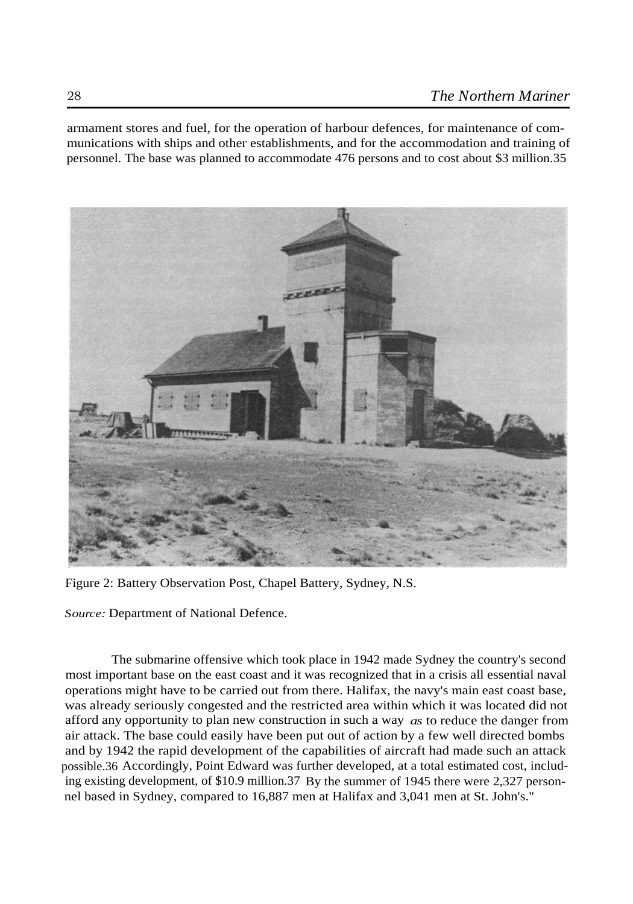armament stores and fuel, for the operation of harbour defences, for maintenance of communications with ships and other establishments, and for the accommodation and training of personnel. The base was planned to accommodate 476 persons and to cost about $3 million.[35]

Figure 2: Battery Observation Post, Chapel Battery, Sydney, N.S.

*Source:* Department of National Defence.

The submarine offensive which took place in 1942 made Sydney the country's second most important base on the east coast and it was recognized that in a crisis all essential naval operations might have to be carried out from there. Halifax, the navy's main east coast base, was already seriously congested and the restricted area within which it was located did not afford any opportunity to plan new construction in such a way *as* to reduce the danger from air attack. The base could easily have been put out of action by a few well directed bombs and by 1942 the rapid development of the capabilities of aircraft had made such an attack possible.[36] Accordingly, Point Edward was further developed, at a total estimated cost, including existing development, of $10.9 million.[37] By the summer of 1945 there were 2,327 personnel based in Sydney, compared to 16,887 men at Halifax and 3,041 men at St. John's."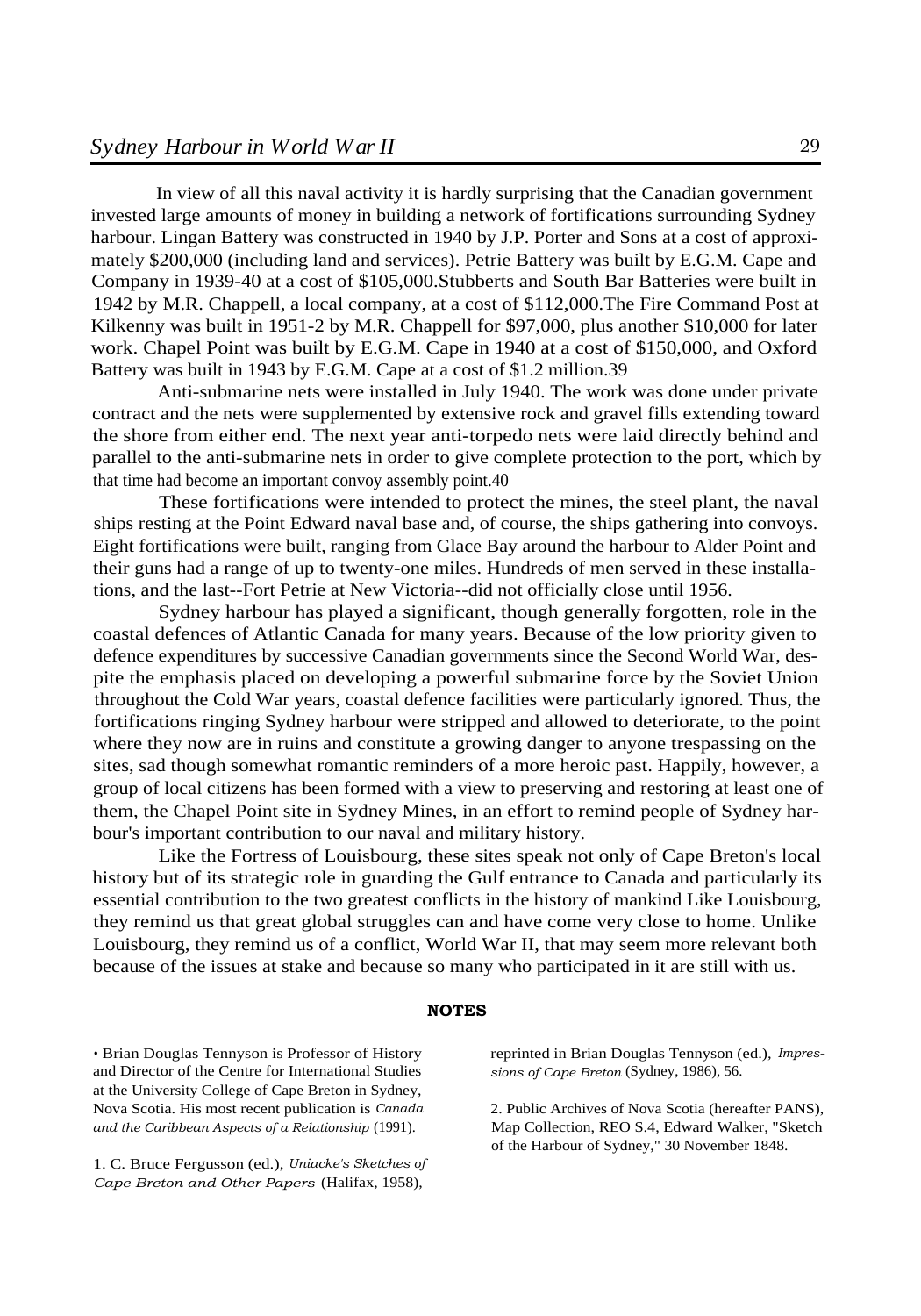In view of all this naval activity it is hardly surprising that the Canadian government invested large amounts of money in building a network of fortifications surrounding Sydney harbour. Lingan Battery was constructed in 1940 by J.P. Porter and Sons at a cost of approximately $200,000 (including land and services). Petrie Battery was built by E.G.M. Cape and Company in 1939-40 at a cost of $105,000.Stubberts and South Bar Batteries were built in 1942 by M.R. Chappell, a local company, at a cost of $112,000.The Fire Command Post at Kilkenny was built in 1951-2 by M.R. Chappell for $97,000, plus another $10,000 for later work. Chapel Point was built by E.G.M. Cape in 1940 at a cost of $150,000, and Oxford Battery was built in 1943 by E.G.M. Cape at a cost of $1.2 million.[39]

Anti-submarine nets were installed in July 1940. The work was done under private contract and the nets were supplemented by extensive rock and gravel fills extending toward the shore from either end. The next year anti-torpedo nets were laid directly behind and parallel to the anti-submarine nets in order to give complete protection to the port, which by that time had become an important convoy assembly point.[40]

These fortifications were intended to protect the mines, the steel plant, the naval ships resting at the Point Edward naval base and, of course, the ships gathering into convoys. Eight fortifications were built, ranging from Glace Bay around the harbour to Alder Point and their guns had a range of up to twenty-one miles. Hundreds of men served in these installations, and the last--Fort Petrie at New Victoria--did not officially close until 1956.

Sydney harbour has played a significant, though generally forgotten, role in the coastal defences of Atlantic Canada for many years. Because of the low priority given to defence expenditures by successive Canadian governments since the Second World War, despite the emphasis placed on developing a powerful submarine force by the Soviet Union throughout the Cold War years, coastal defence facilities were particularly ignored. Thus, the fortifications ringing Sydney harbour were stripped and allowed to deteriorate, to the point where they now are in ruins and constitute a growing danger to anyone trespassing on the sites, sad though somewhat romantic reminders of a more heroic past. Happily, however, a group of local citizens has been formed with a view to preserving and restoring at least one of them, the Chapel Point site in Sydney Mines, in an effort to remind people of Sydney harbour's important contribution to our naval and military history.

Like the Fortress of Louisbourg, these sites speak not only of Cape Breton's local history but of its strategic role in guarding the Gulf entrance to Canada and particularly its essential contribution to the two greatest conflicts in the history of mankind Like Louisbourg, they remind us that great global struggles can and have come very close to home. Unlike Louisbourg, they remind us of a conflict, World War II, that may seem more relevant both because of the issues at stake and because so many who participated in it are still with us.

## NOTES

• Brian Douglas Tennyson is Professor of History and Director of the Centre for International Studies at the University College of Cape Breton in Sydney, Nova Scotia. His most recent publication is *Canada and the Caribbean Aspects of a Relationship* (1991).

1. C. Bruce Fergusson (ed.), *Uniacke's Sketches of Cape Breton and Other Papers* (Halifax, 1958), reprinted in Brian Douglas Tennyson (ed.), *Impressions of Cape Breton* (Sydney, 1986), 56.

2. Public Archives of Nova Scotia (hereafter PANS), Map Collection, REO S.4, Edward Walker, "Sketch of the Harbour of Sydney," 30 November 1848.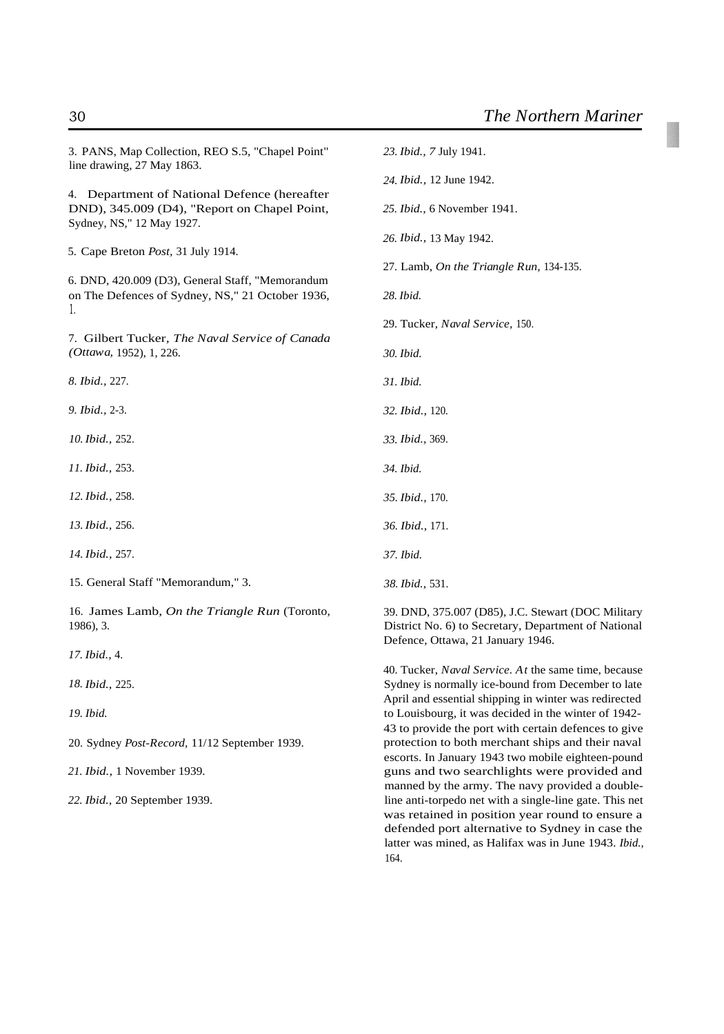3. PANS, Map Collection, REO S.5, "Chapel Point" line drawing, 27 May 1863.

4. Department of National Defence (hereafter DND), 345.009 (D4), "Report on Chapel Point, Sydney, NS," 12 May 1927.

5. Cape Breton *Post*, 31 July 1914.

6. DND, 420.009 (D3), General Staff, "Memorandum on The Defences of Sydney, NS," 21 October 1936, 1.

7. Gilbert Tucker, *The Naval Service of Canada (Ottawa,* 1952), 1, 226.

*8. Ibid.,* 227.

*9. Ibid.,* 2-3.

*10. Ibid.,* 252.

*11. Ibid.,* 253.

*12. Ibid.,* 258.

*13. Ibid.,* 256.

*14. Ibid.,* 257.

15. General Staff "Memorandum," 3.

16. James Lamb, *On the Triangle Run* (Toronto, 1986), 3.

*17. Ibid.,* 4.

*18. Ibid.,* 225.

*19. Ibid.*

20. Sydney *Post-Record,* 11/12 September 1939.

*21. Ibid.,* 1 November 1939.

*22. Ibid.,* 20 September 1939.

*23. Ibid., 7* July 1941.

*24. Ibid.,* 12 June 1942.

*25. Ibid.,* 6 November 1941.

*26. Ibid.,* 13 May 1942.

27. Lamb, *On the Triangle Run,* 134-135.

*28. Ibid.*

29. Tucker, *Naval Service,* 150.

*30. Ibid.*

*31. Ibid.*

*32. Ibid.,* 120.

*33. Ibid.,* 369.

*34. Ibid.*

*35. Ibid.,* 170.

*36. Ibid.,* 171.

*37. Ibid.*

*38. Ibid.,* 531.

39. DND, 375.007 (D85), J.C. Stewart (DOC Military District No. 6) to Secretary, Department of National Defence, Ottawa, 21 January 1946.

40. Tucker, *Naval Service. At* the same time, because Sydney is normally ice-bound from December to late April and essential shipping in winter was redirected to Louisbourg, it was decided in the winter of 1942-43 to provide the port with certain defences to give protection to both merchant ships and their naval escorts. In January 1943 two mobile eighteen-pound guns and two searchlights were provided and manned by the army. The navy provided a double-line anti-torpedo net with a single-line gate. This net was retained in position year round to ensure a defended port alternative to Sydney in case the latter was mined, as Halifax was in June 1943. *Ibid.,* 164.